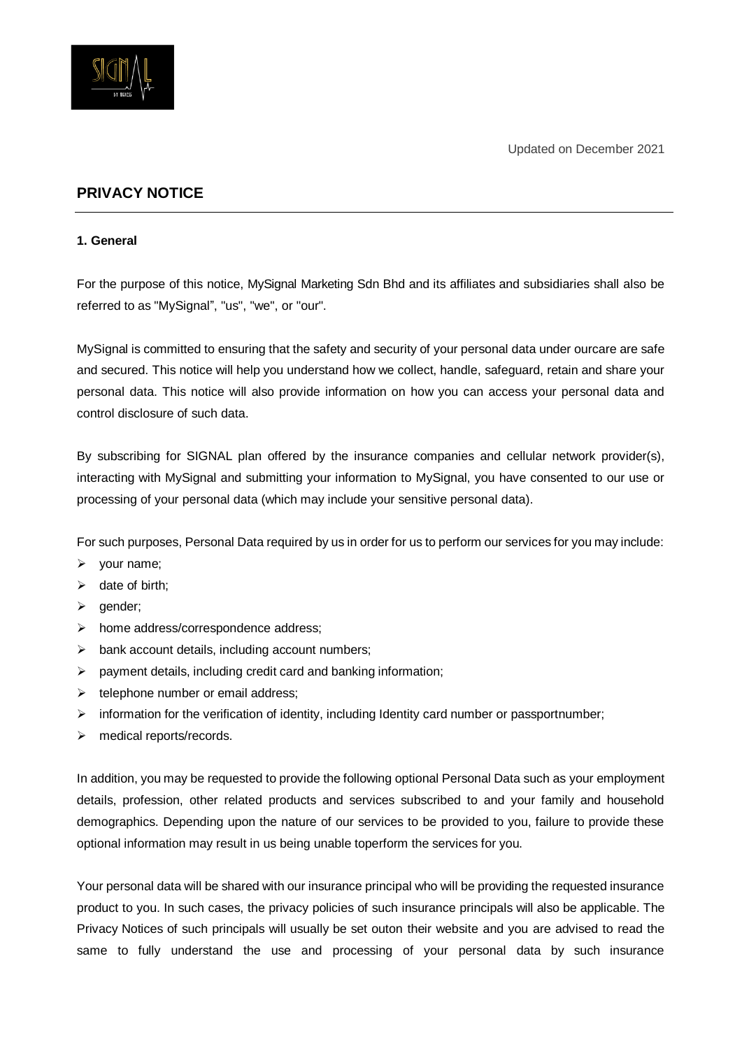Updated on December 2021

## PRIVACY NOTICE

**1. General**

For the purpose of this notice, MySignal Marketing Sdn Bhd and its affiliates and subsidiaries shall also be referred to as "MySignal", "us", "we", or "our".

MySignal is committed to ensuring that the safety and security of your personal data under ourcare are safe and secured. This notice will help you understand how we collect, handle, safeguard, retain and share your personal data. This notice will also provide information on how you can access your personal data and control disclosure of such data.

By subscribing for SIGNAL plan offered by the insurance companies and cellular network provider(s), interacting with MySignal and submitting your information to MySignal, you have consented to our use or processing of your personal data (which may include your sensitive personal data).

For such purposes, Personal Data required by us in order for us to perform our services for you may include:

- your name;
- date of birth;
- gender;
- home address/correspondence address;
- bank account details, including account numbers;
- payment details, including credit card and banking information;
- telephone number or email address;
- information for the verification of identity, including Identity card number or passportnumber;
- medical reports/records.

In addition, you may be requested to provide the following optional Personal Data such as your employment details, profession, other related products and services subscribed to and your family and household demographics. Depending upon the nature of our services to be provided to you, failure to provide these optional information may result in us being unable toperform the services for you.

Your personal data will be shared with our insurance principal who will be providing the requested insurance product to you. In such cases, the privacy policies of such insurance principals will also be applicable. The Privacy Notices of such principals will usually be set outon their website and you are advised to read the same to fully understand the use and processing of your personal data by such insurance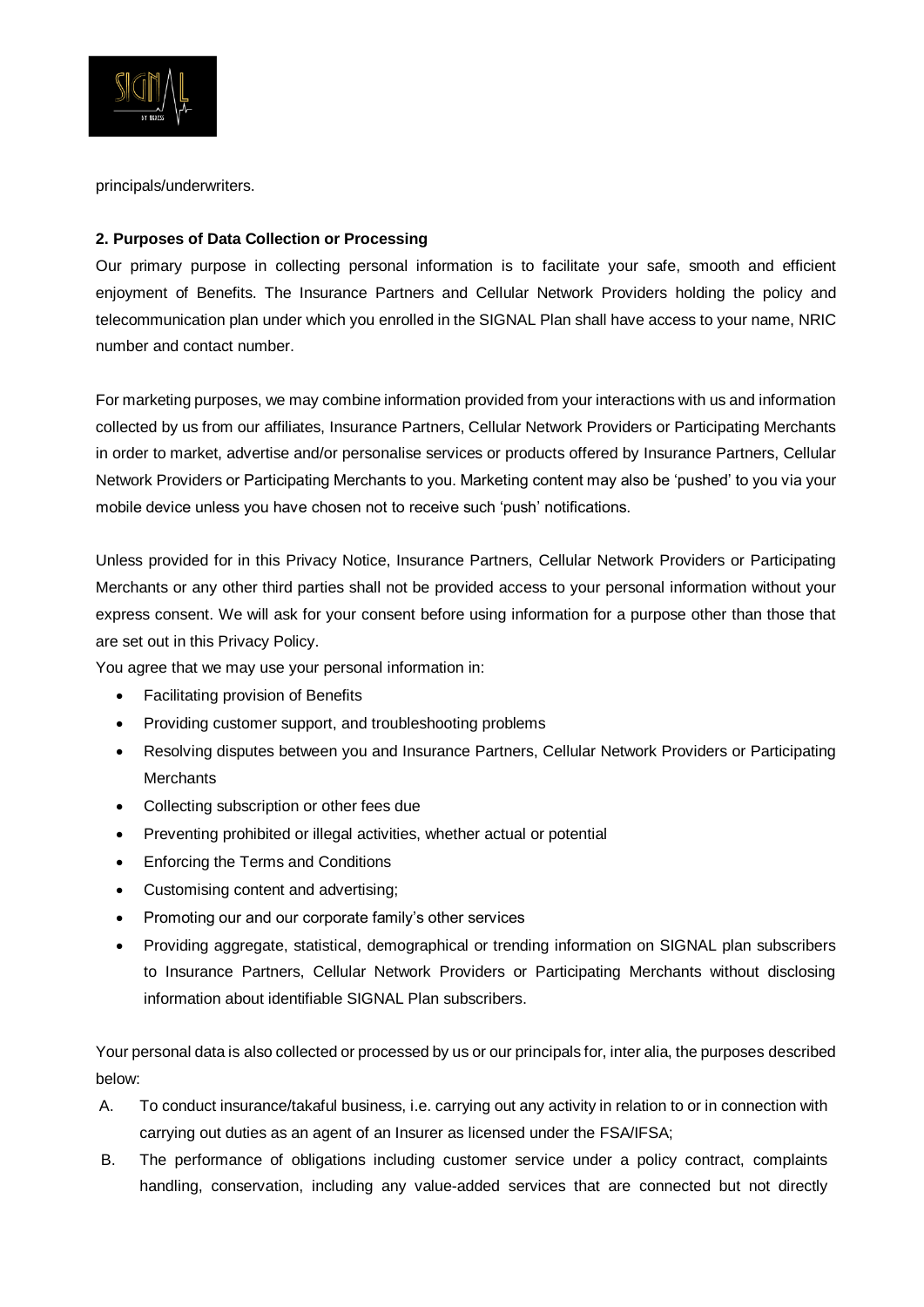principals/underwriters.

**2. Purposes of Data Collection or Processing**

Our primary purpose in collecting personal information is to facilitate your safe, smooth and efficient enjoyment of Benefits. The Insurance Partners and Cellular Network Providers holding the policy and telecommunication plan under which you enrolled in the SIGNAL Plan shall have access to your name, NRIC number and contact number.

For marketing purposes, we may combine information provided from your interactions with us and information collected by us from our affiliates, Insurance Partners, Cellular Network Providers or Participating Merchants in order to market, advertise and/or personalise services or products offered by Insurance Partners, Cellular Network Providers or Participating Merchants to you. Marketing content may also be 'pushed' to you via your mobile device unless you have chosen not to receive such 'push' notifications.

Unless provided for in this Privacy Notice, Insurance Partners, Cellular Network Providers or Participating Merchants or any other third parties shall not be provided access to your personal information without your express consent. We will ask for your consent before using information for a purpose other than those that are set out in this Privacy Policy.

You agree that we may use your personal information in:

- Facilitating provision of Benefits
- Providing customer support, and troubleshooting problems
- Resolving disputes between you and Insurance Partners, Cellular Network Providers or Participating Merchants
- Collecting subscription or other fees due
- Preventing prohibited or illegal activities, whether actual or potential
- Enforcing the Terms and Conditions
- Customising content and advertising;
- Promoting our and our corporate family's other services
- Providing aggregate, statistical, demographical or trending information on SIGNAL plan subscribers to Insurance Partners, Cellular Network Providers or Participating Merchants without disclosing information about identifiable SIGNAL Plan subscribers.

Your personal data is also collected or processed by us or our principals for, inter alia, the purposes described below:

A. To conduct insurance/takaful business, i.e. carrying out any activity in relation to or in connection with carrying out duties as an agent of an Insurer as licensed under the FSA/IFSA;

B. The performance of obligations including customer service under a policy contract, complaints handling, conservation, including any value-added services that are connected but not directly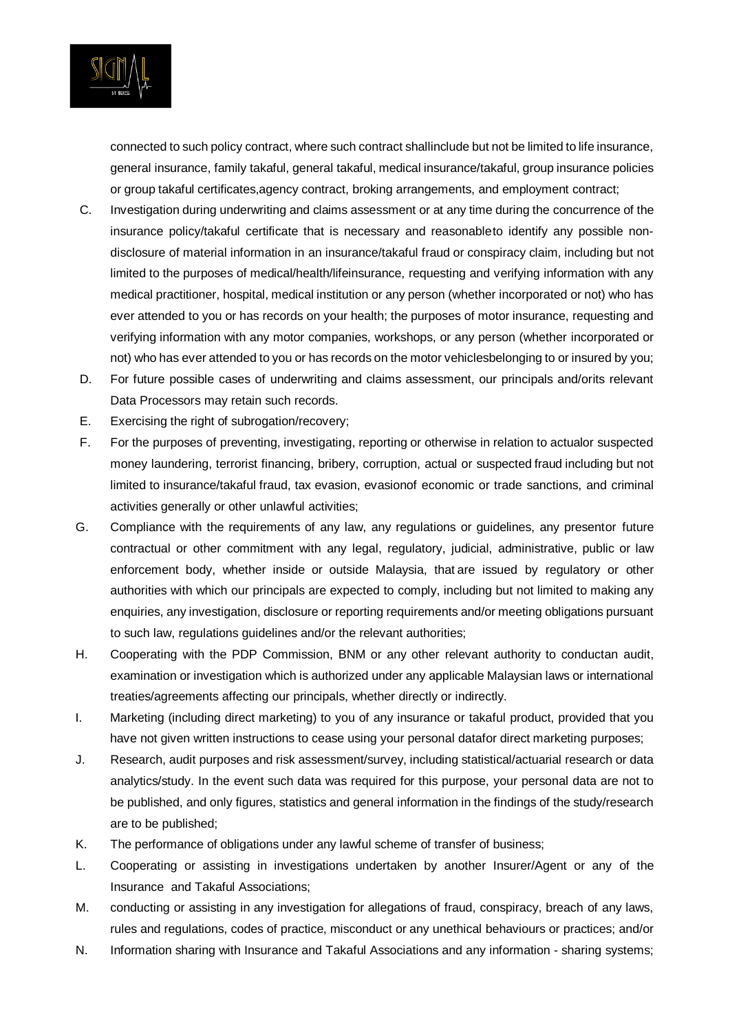connected to such policy contract, where such contract shallinclude but not be limited to life insurance, general insurance, family takaful, general takaful, medical insurance/takaful, group insurance policies or group takaful certificates,agency contract, broking arrangements, and employment contract;

C. Investigation during underwriting and claims assessment or at any time during the concurrence of the insurance policy/takaful certificate that is necessary and reasonableto identify any possible non-disclosure of material information in an insurance/takaful fraud or conspiracy claim, including but not limited to the purposes of medical/health/lifeinsurance, requesting and verifying information with any medical practitioner, hospital, medical institution or any person (whether incorporated or not) who has ever attended to you or has records on your health; the purposes of motor insurance, requesting and verifying information with any motor companies, workshops, or any person (whether incorporated or not) who has ever attended to you or has records on the motor vehiclesbelonging to or insured by you;

D. For future possible cases of underwriting and claims assessment, our principals and/orits relevant Data Processors may retain such records.

E. Exercising the right of subrogation/recovery;

F. For the purposes of preventing, investigating, reporting or otherwise in relation to actualor suspected money laundering, terrorist financing, bribery, corruption, actual or suspected fraud including but not limited to insurance/takaful fraud, tax evasion, evasionof economic or trade sanctions, and criminal activities generally or other unlawful activities;

G. Compliance with the requirements of any law, any regulations or guidelines, any presentor future contractual or other commitment with any legal, regulatory, judicial, administrative, public or law enforcement body, whether inside or outside Malaysia, that are issued by regulatory or other authorities with which our principals are expected to comply, including but not limited to making any enquiries, any investigation, disclosure or reporting requirements and/or meeting obligations pursuant to such law, regulations guidelines and/or the relevant authorities;

H. Cooperating with the PDP Commission, BNM or any other relevant authority to conductan audit, examination or investigation which is authorized under any applicable Malaysian laws or international treaties/agreements affecting our principals, whether directly or indirectly.

I. Marketing (including direct marketing) to you of any insurance or takaful product, provided that you have not given written instructions to cease using your personal datafor direct marketing purposes;

J. Research, audit purposes and risk assessment/survey, including statistical/actuarial research or data analytics/study. In the event such data was required for this purpose, your personal data are not to be published, and only figures, statistics and general information in the findings of the study/research are to be published;

K. The performance of obligations under any lawful scheme of transfer of business;

L. Cooperating or assisting in investigations undertaken by another Insurer/Agent or any of the Insurance and Takaful Associations;

M. conducting or assisting in any investigation for allegations of fraud, conspiracy, breach of any laws, rules and regulations, codes of practice, misconduct or any unethical behaviours or practices; and/or

N. Information sharing with Insurance and Takaful Associations and any information - sharing systems;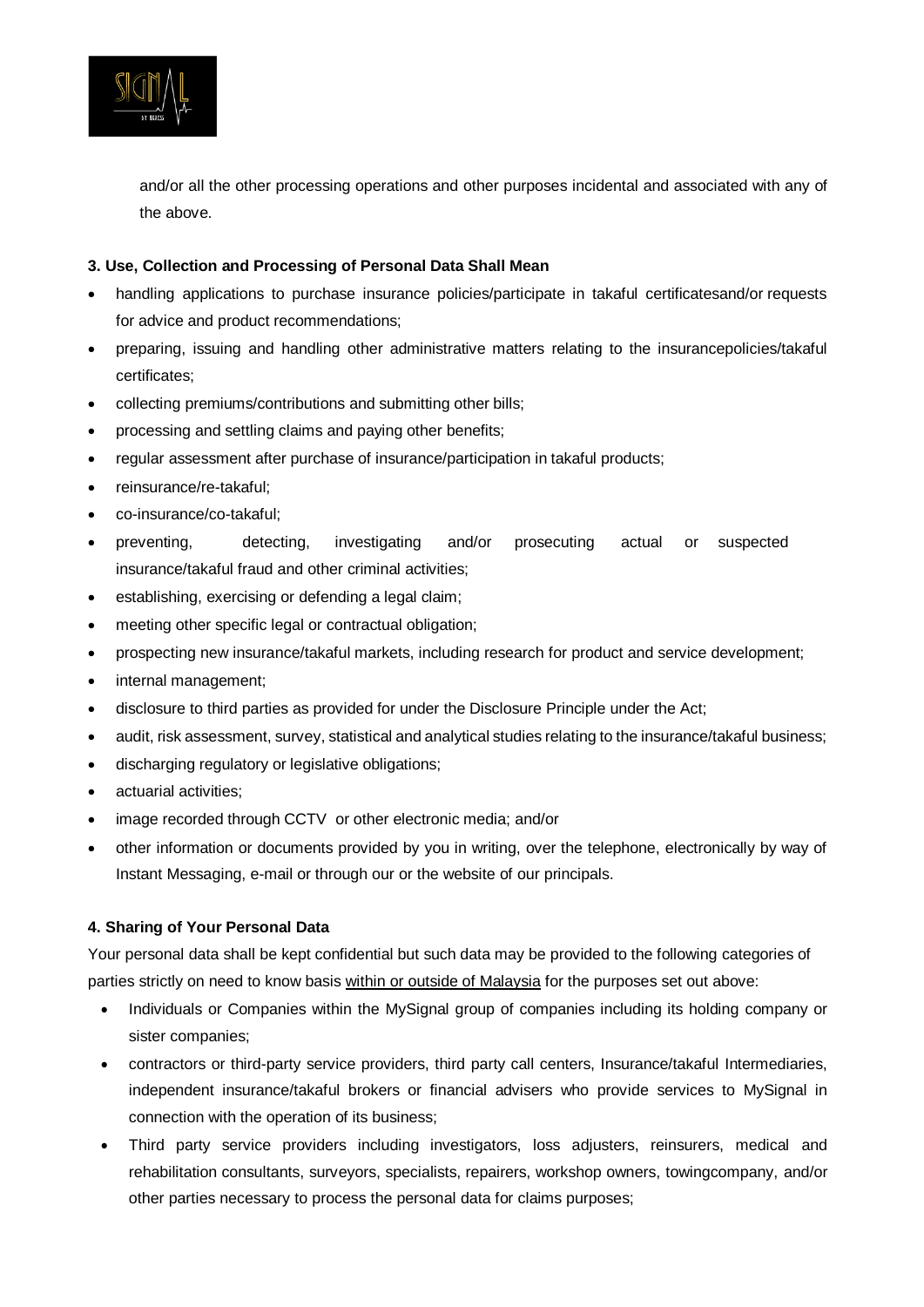and/or all the other processing operations and other purposes incidental and associated with any of the above.

**3. Use, Collection and Processing of Personal Data Shall Mean**

- handling applications to purchase insurance policies/participate in takaful certificatesand/or requests for advice and product recommendations;
- preparing, issuing and handling other administrative matters relating to the insurancepolicies/takaful certificates;
- collecting premiums/contributions and submitting other bills;
- processing and settling claims and paying other benefits;
- regular assessment after purchase of insurance/participation in takaful products;
- reinsurance/re-takaful;
- co-insurance/co-takaful;
- preventing, detecting, investigating and/or prosecuting actual or suspected insurance/takaful fraud and other criminal activities;
- establishing, exercising or defending a legal claim;
- meeting other specific legal or contractual obligation;
- prospecting new insurance/takaful markets, including research for product and service development;
- internal management;
- disclosure to third parties as provided for under the Disclosure Principle under the Act;
- audit, risk assessment, survey, statistical and analytical studies relating to the insurance/takaful business;
- discharging regulatory or legislative obligations;
- actuarial activities;
- image recorded through CCTV or other electronic media; and/or
- other information or documents provided by you in writing, over the telephone, electronically by way of Instant Messaging, e-mail or through our or the website of our principals.

**4. Sharing of Your Personal Data**

Your personal data shall be kept confidential but such data may be provided to the following categories of parties strictly on need to know basis within or outside of Malaysia for the purposes set out above:

- Individuals or Companies within the MySignal group of companies including its holding company or sister companies;
- contractors or third-party service providers, third party call centers, Insurance/takaful Intermediaries, independent insurance/takaful brokers or financial advisers who provide services to MySignal in connection with the operation of its business;
- Third party service providers including investigators, loss adjusters, reinsurers, medical and rehabilitation consultants, surveyors, specialists, repairers, workshop owners, towingcompany, and/or other parties necessary to process the personal data for claims purposes;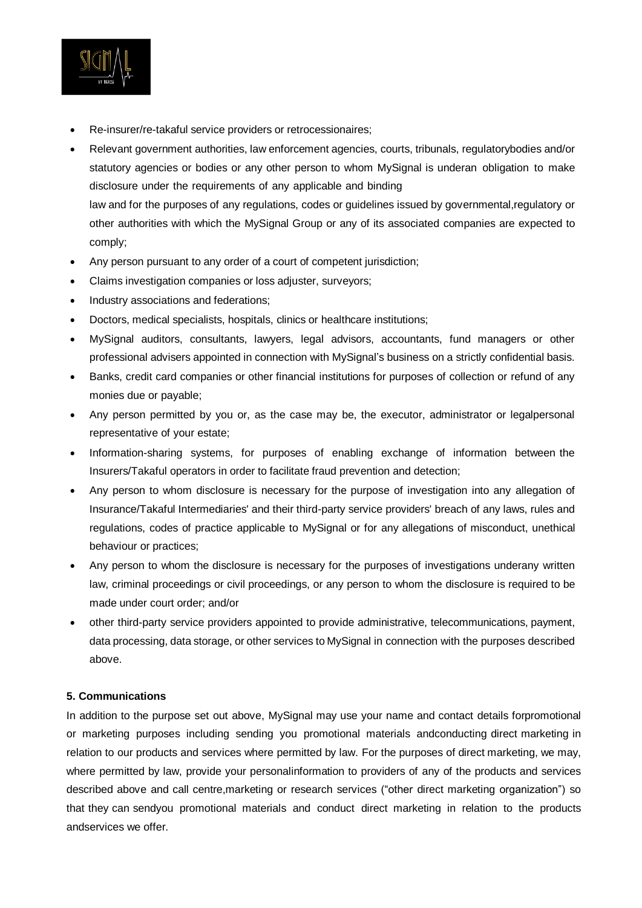- Re-insurer/re-takaful service providers or retrocessionaires;
- Relevant government authorities, law enforcement agencies, courts, tribunals, regulatorybodies and/or statutory agencies or bodies or any other person to whom MySignal is underan obligation to make disclosure under the requirements of any applicable and binding law and for the purposes of any regulations, codes or guidelines issued by governmental,regulatory or other authorities with which the MySignal Group or any of its associated companies are expected to comply;
- Any person pursuant to any order of a court of competent jurisdiction;
- Claims investigation companies or loss adjuster, surveyors;
- Industry associations and federations;
- Doctors, medical specialists, hospitals, clinics or healthcare institutions;
- MySignal auditors, consultants, lawyers, legal advisors, accountants, fund managers or other professional advisers appointed in connection with MySignal's business on a strictly confidential basis.
- Banks, credit card companies or other financial institutions for purposes of collection or refund of any monies due or payable;
- Any person permitted by you or, as the case may be, the executor, administrator or legalpersonal representative of your estate;
- Information-sharing systems, for purposes of enabling exchange of information between the Insurers/Takaful operators in order to facilitate fraud prevention and detection;
- Any person to whom disclosure is necessary for the purpose of investigation into any allegation of Insurance/Takaful Intermediaries' and their third-party service providers' breach of any laws, rules and regulations, codes of practice applicable to MySignal or for any allegations of misconduct, unethical behaviour or practices;
- Any person to whom the disclosure is necessary for the purposes of investigations underany written law, criminal proceedings or civil proceedings, or any person to whom the disclosure is required to be made under court order; and/or
- other third-party service providers appointed to provide administrative, telecommunications, payment, data processing, data storage, or other services to MySignal in connection with the purposes described above.

**5. Communications**

In addition to the purpose set out above, MySignal may use your name and contact details forpromotional or marketing purposes including sending you promotional materials andconducting direct marketing in relation to our products and services where permitted by law. For the purposes of direct marketing, we may, where permitted by law, provide your personalinformation to providers of any of the products and services described above and call centre,marketing or research services ("other direct marketing organization") so that they can sendyou promotional materials and conduct direct marketing in relation to the products andservices we offer.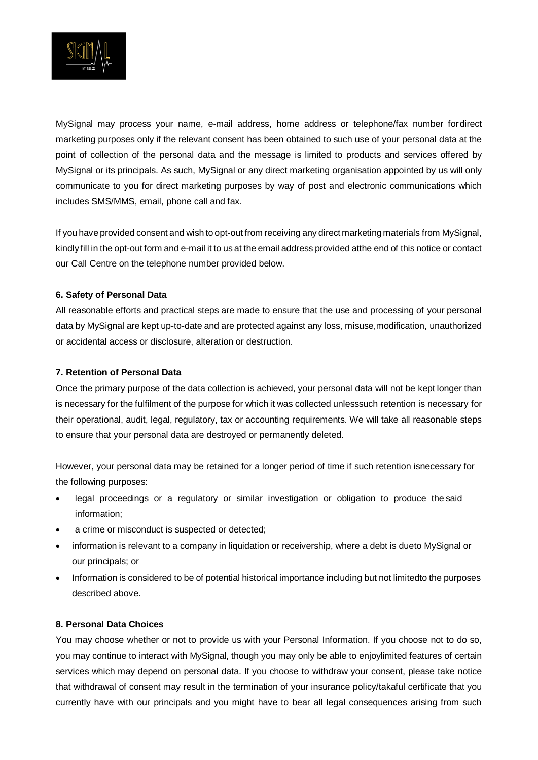MySignal may process your name, e-mail address, home address or telephone/fax number fordirect marketing purposes only if the relevant consent has been obtained to such use of your personal data at the point of collection of the personal data and the message is limited to products and services offered by MySignal or its principals. As such, MySignal or any direct marketing organisation appointed by us will only communicate to you for direct marketing purposes by way of post and electronic communications which includes SMS/MMS, email, phone call and fax.

If you have provided consent and wish to opt-out from receiving any direct marketing materials from MySignal, kindly fill in the opt-out form and e-mail it to us at the email address provided atthe end of this notice or contact our Call Centre on the telephone number provided below.

**6. Safety of Personal Data**

All reasonable efforts and practical steps are made to ensure that the use and processing of your personal data by MySignal are kept up-to-date and are protected against any loss, misuse,modification, unauthorized or accidental access or disclosure, alteration or destruction.

**7. Retention of Personal Data**

Once the primary purpose of the data collection is achieved, your personal data will not be kept longer than is necessary for the fulfilment of the purpose for which it was collected unlesssuch retention is necessary for their operational, audit, legal, regulatory, tax or accounting requirements. We will take all reasonable steps to ensure that your personal data are destroyed or permanently deleted.

However, your personal data may be retained for a longer period of time if such retention isnecessary for the following purposes:

- legal proceedings or a regulatory or similar investigation or obligation to produce the said information;
- a crime or misconduct is suspected or detected;
- information is relevant to a company in liquidation or receivership, where a debt is dueto MySignal or our principals; or
- Information is considered to be of potential historical importance including but not limitedto the purposes described above.

**8. Personal Data Choices**

You may choose whether or not to provide us with your Personal Information. If you choose not to do so, you may continue to interact with MySignal, though you may only be able to enjoylimited features of certain services which may depend on personal data. If you choose to withdraw your consent, please take notice that withdrawal of consent may result in the termination of your insurance policy/takaful certificate that you currently have with our principals and you might have to bear all legal consequences arising from such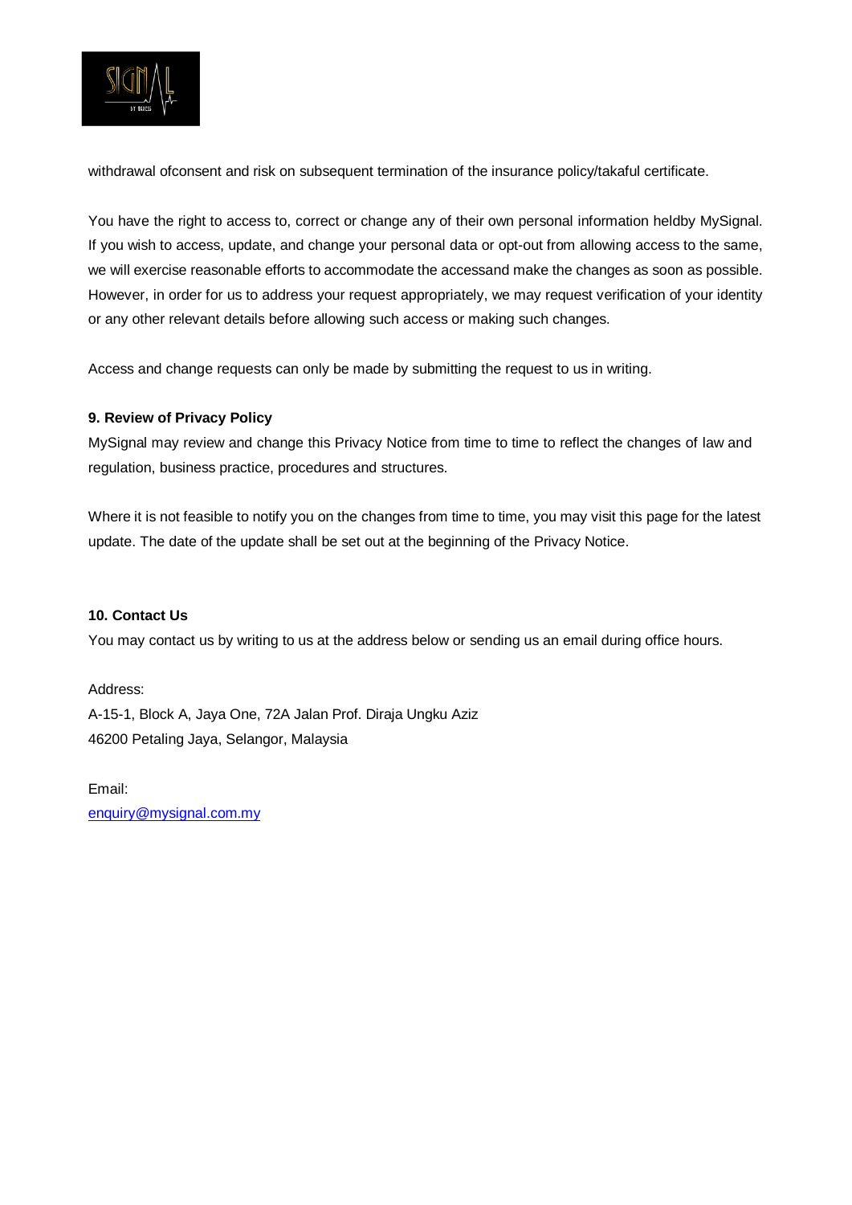withdrawal ofconsent and risk on subsequent termination of the insurance policy/takaful certificate.

You have the right to access to, correct or change any of their own personal information heldby MySignal. If you wish to access, update, and change your personal data or opt-out from allowing access to the same, we will exercise reasonable efforts to accommodate the accessand make the changes as soon as possible. However, in order for us to address your request appropriately, we may request verification of your identity or any other relevant details before allowing such access or making such changes.

Access and change requests can only be made by submitting the request to us in writing.

**9. Review of Privacy Policy**

MySignal may review and change this Privacy Notice from time to time to reflect the changes of law and regulation, business practice, procedures and structures.

Where it is not feasible to notify you on the changes from time to time, you may visit this page for the latest update. The date of the update shall be set out at the beginning of the Privacy Notice.

**10. Contact Us**

You may contact us by writing to us at the address below or sending us an email during office hours.

Address:
A-15-1, Block A, Jaya One, 72A Jalan Prof. Diraja Ungku Aziz
46200 Petaling Jaya, Selangor, Malaysia

Email:
enquiry@mysignal.com.my